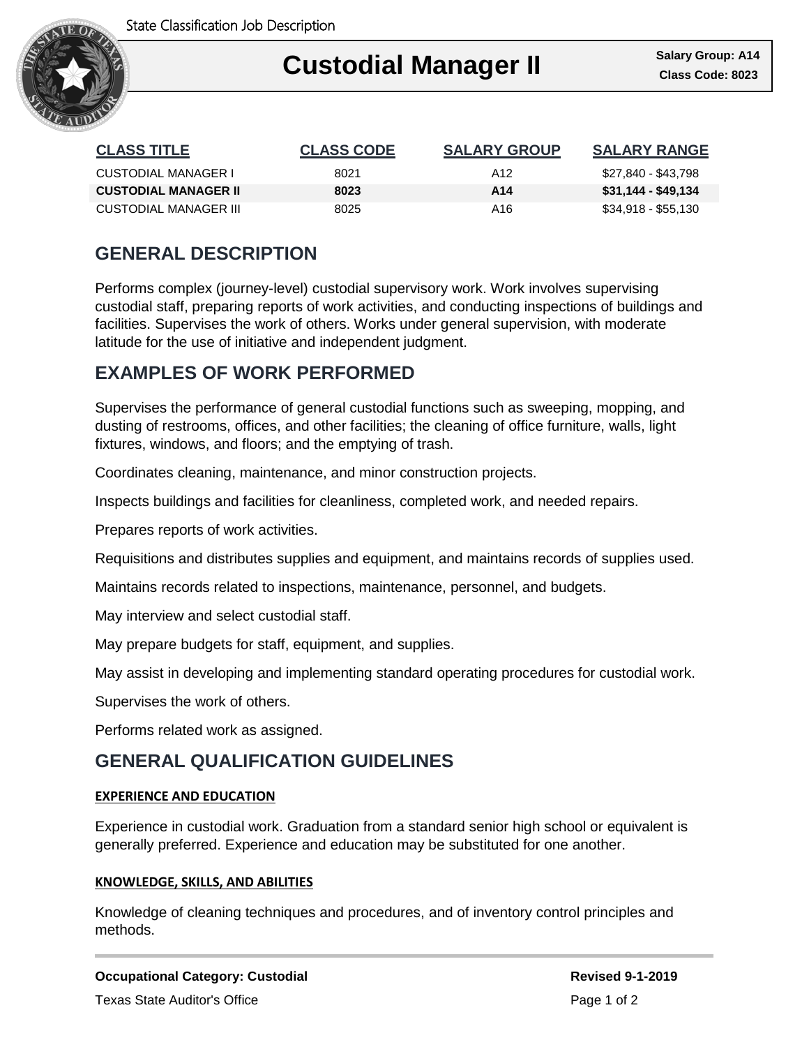State Classification Job Description

# Custodial Manager II

**Salary Group: A14**
**Class Code: 8023**

| CLASS TITLE | CLASS CODE | SALARY GROUP | SALARY RANGE |
|---|---|---|---|
| CUSTODIAL MANAGER I | 8021 | A12 | $27,840 - $43,798 |
| **CUSTODIAL MANAGER II** | **8023** | **A14** | **$31,144 - $49,134** |
| CUSTODIAL MANAGER III | 8025 | A16 | $34,918 - $55,130 |

## GENERAL DESCRIPTION

Performs complex (journey-level) custodial supervisory work. Work involves supervising custodial staff, preparing reports of work activities, and conducting inspections of buildings and facilities. Supervises the work of others. Works under general supervision, with moderate latitude for the use of initiative and independent judgment.

## EXAMPLES OF WORK PERFORMED

Supervises the performance of general custodial functions such as sweeping, mopping, and dusting of restrooms, offices, and other facilities; the cleaning of office furniture, walls, light fixtures, windows, and floors; and the emptying of trash.

Coordinates cleaning, maintenance, and minor construction projects.

Inspects buildings and facilities for cleanliness, completed work, and needed repairs.

Prepares reports of work activities.

Requisitions and distributes supplies and equipment, and maintains records of supplies used.

Maintains records related to inspections, maintenance, personnel, and budgets.

May interview and select custodial staff.

May prepare budgets for staff, equipment, and supplies.

May assist in developing and implementing standard operating procedures for custodial work.

Supervises the work of others.

Performs related work as assigned.

## GENERAL QUALIFICATION GUIDELINES

### EXPERIENCE AND EDUCATION

Experience in custodial work. Graduation from a standard senior high school or equivalent is generally preferred. Experience and education may be substituted for one another.

### KNOWLEDGE, SKILLS, AND ABILITIES

Knowledge of cleaning techniques and procedures, and of inventory control principles and methods.

**Occupational Category: Custodial** **Revised 9-1-2019**

Texas State Auditor's Office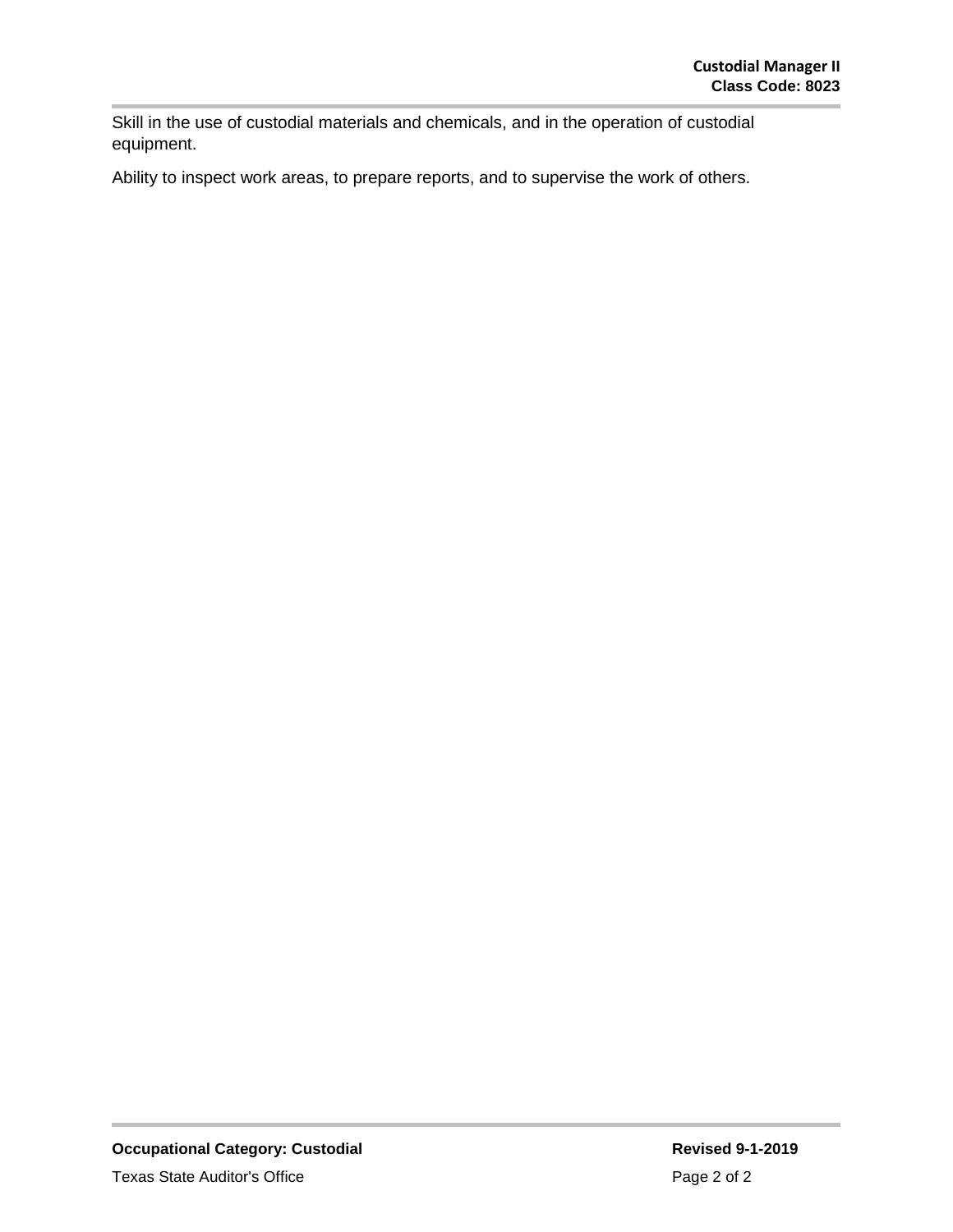Skill in the use of custodial materials and chemicals, and in the operation of custodial equipment.

Ability to inspect work areas, to prepare reports, and to supervise the work of others.